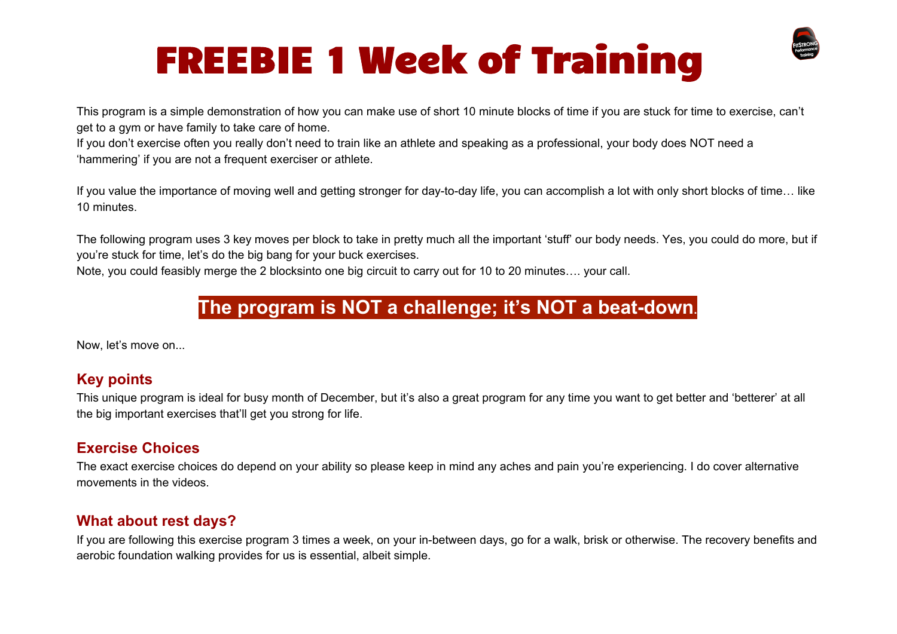# FREEBIE 1 Week of Training

This program is a simple demonstration of how you can make use of short 10 minute blocks of time if you are stuck for time to exercise, can't get to a gym or have family to take care of home.
If you don't exercise often you really don't need to train like an athlete and speaking as a professional, your body does NOT need a 'hammering' if you are not a frequent exerciser or athlete.

If you value the importance of moving well and getting stronger for day-to-day life, you can accomplish a lot with only short blocks of time… like 10 minutes.

The following program uses 3 key moves per block to take in pretty much all the important 'stuff' our body needs. Yes, you could do more, but if you're stuck for time, let's do the big bang for your buck exercises.
Note, you could feasibly merge the 2 blocksinto one big circuit to carry out for 10 to 20 minutes…. your call.

**The program is NOT a challenge; it's NOT a beat-down.**

Now, let's move on...

## Key points

This unique program is ideal for busy month of December, but it's also a great program for any time you want to get better and 'betterer' at all the big important exercises that'll get you strong for life.

## Exercise Choices

The exact exercise choices do depend on your ability so please keep in mind any aches and pain you're experiencing. I do cover alternative movements in the videos.

## What about rest days?

If you are following this exercise program 3 times a week, on your in-between days, go for a walk, brisk or otherwise. The recovery benefits and aerobic foundation walking provides for us is essential, albeit simple.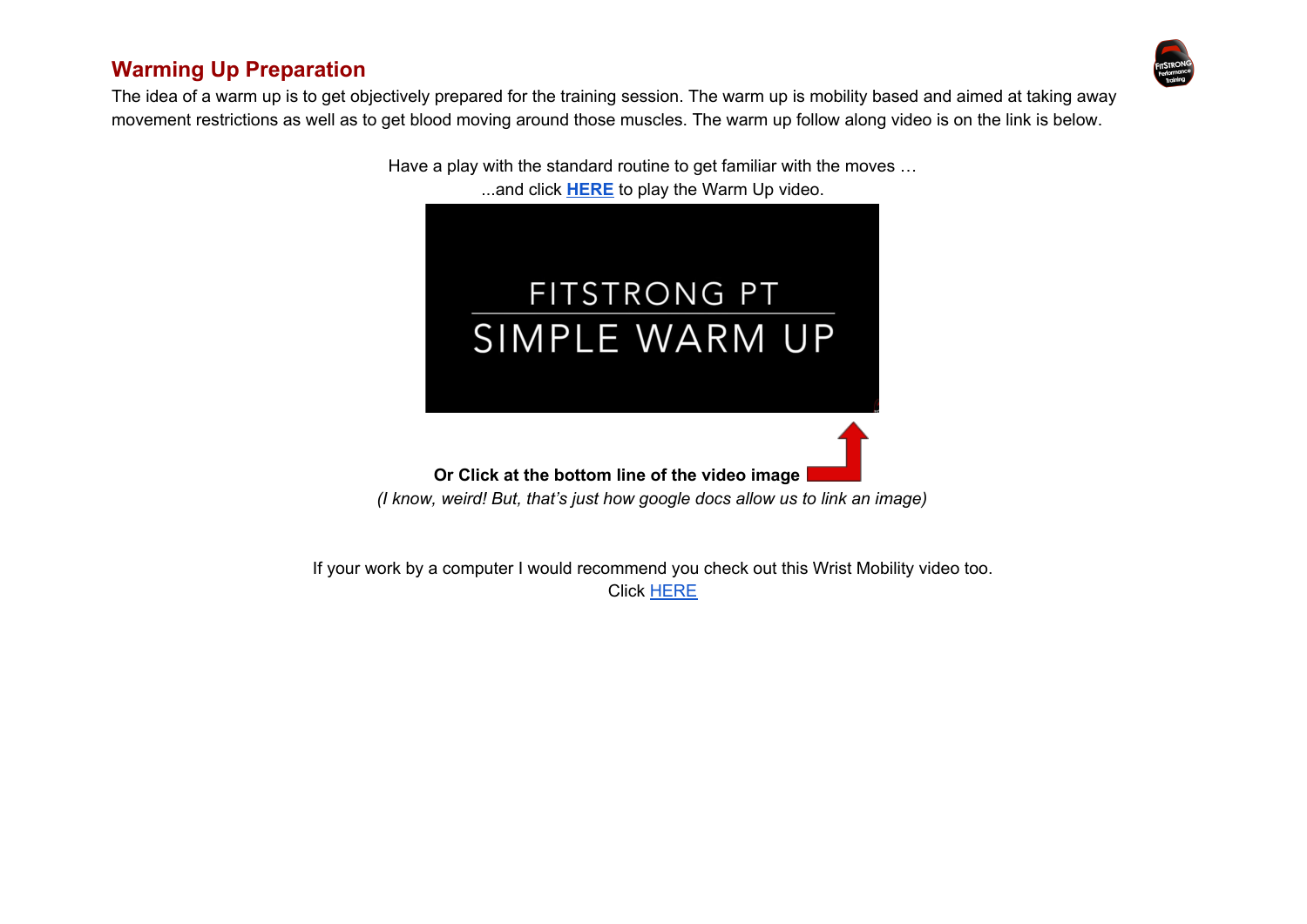## Warming Up Preparation

The idea of a warm up is to get objectively prepared for the training session. The warm up is mobility based and aimed at taking away movement restrictions as well as to get blood moving around those muscles. The warm up follow along video is on the link is below.

Have a play with the standard routine to get familiar with the moves …

...and click **HERE** to play the Warm Up video.

FITSTRONG PT

SIMPLE WARM UP

**Or Click at the bottom line of the video image**

*(I know, weird! But, that's just how google docs allow us to link an image)*

If your work by a computer I would recommend you check out this Wrist Mobility video too.

Click HERE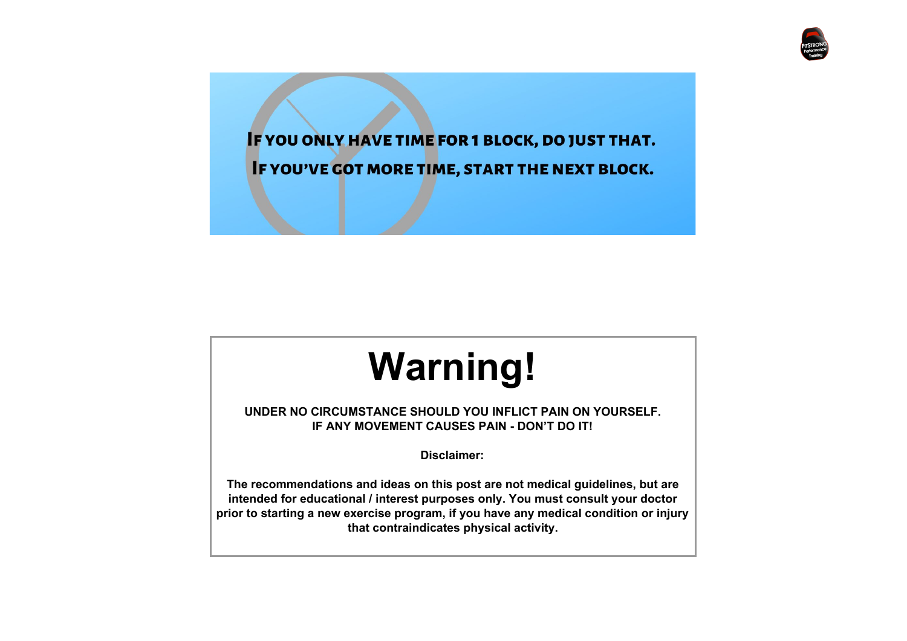**If you only have time for 1 block, do just that.**
**If you've got more time, start the next block.**

# Warning!

**UNDER NO CIRCUMSTANCE SHOULD YOU INFLICT PAIN ON YOURSELF.**
**IF ANY MOVEMENT CAUSES PAIN - DON'T DO IT!**

**Disclaimer:**

**The recommendations and ideas on this post are not medical guidelines, but are intended for educational / interest purposes only. You must consult your doctor prior to starting a new exercise program, if you have any medical condition or injury that contraindicates physical activity.**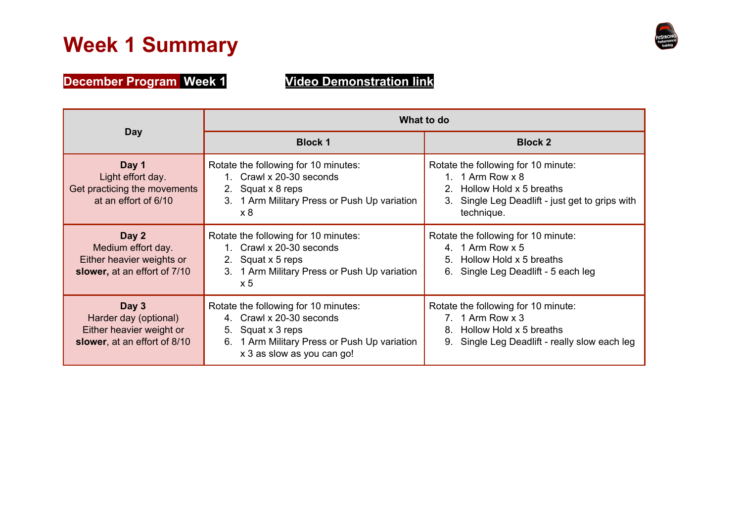# Week 1 Summary

**December Program Week 1** **Video Demonstration link**

| Day | What to do | |
|---|---|---|
| | **Block 1** | **Block 2** |
| **Day 1**<br>Light effort day.<br>Get practicing the movements at an effort of 6/10 | Rotate the following for 10 minutes:<br>1. Crawl x 20-30 seconds<br>2. Squat x 8 reps<br>3. 1 Arm Military Press or Push Up variation x 8 | Rotate the following for 10 minute:<br>1. 1 Arm Row x 8<br>2. Hollow Hold x 5 breaths<br>3. Single Leg Deadlift - just get to grips with technique. |
| **Day 2**<br>Medium effort day.<br>Either heavier weights or **slower,** at an effort of 7/10 | Rotate the following for 10 minutes:<br>1. Crawl x 20-30 seconds<br>2. Squat x 5 reps<br>3. 1 Arm Military Press or Push Up variation x 5 | Rotate the following for 10 minute:<br>4. 1 Arm Row x 5<br>5. Hollow Hold x 5 breaths<br>6. Single Leg Deadlift - 5 each leg |
| **Day 3**<br>Harder day (optional)<br>Either heavier weight or **slower**, at an effort of 8/10 | Rotate the following for 10 minutes:<br>4. Crawl x 20-30 seconds<br>5. Squat x 3 reps<br>6. 1 Arm Military Press or Push Up variation x 3 as slow as you can go! | Rotate the following for 10 minute:<br>7. 1 Arm Row x 3<br>8. Hollow Hold x 5 breaths<br>9. Single Leg Deadlift - really slow each leg |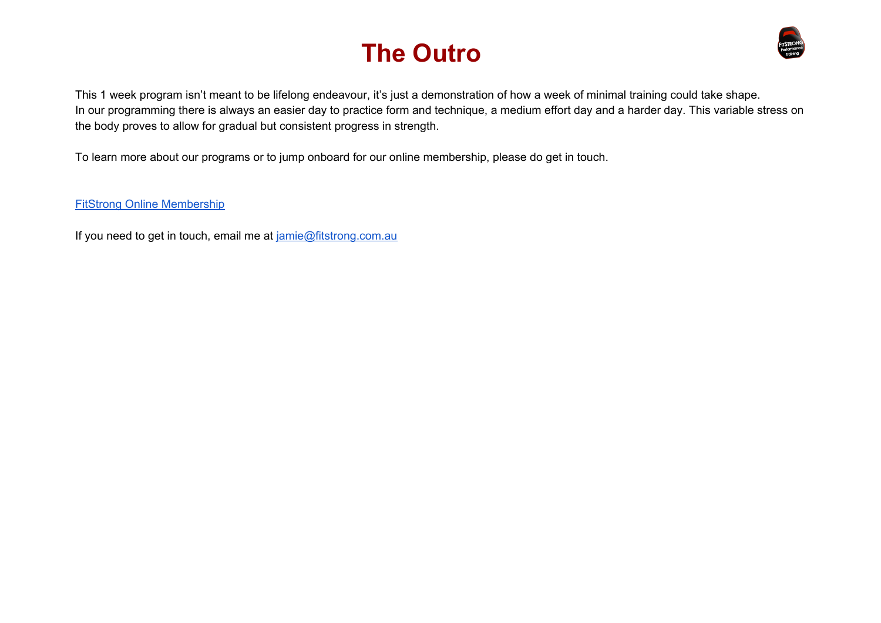# The Outro

This 1 week program isn't meant to be lifelong endeavour, it's just a demonstration of how a week of minimal training could take shape.
In our programming there is always an easier day to practice form and technique, a medium effort day and a harder day. This variable stress on the body proves to allow for gradual but consistent progress in strength.

To learn more about our programs or to jump onboard for our online membership, please do get in touch.

FitStrong Online Membership

If you need to get in touch, email me at jamie@fitstrong.com.au